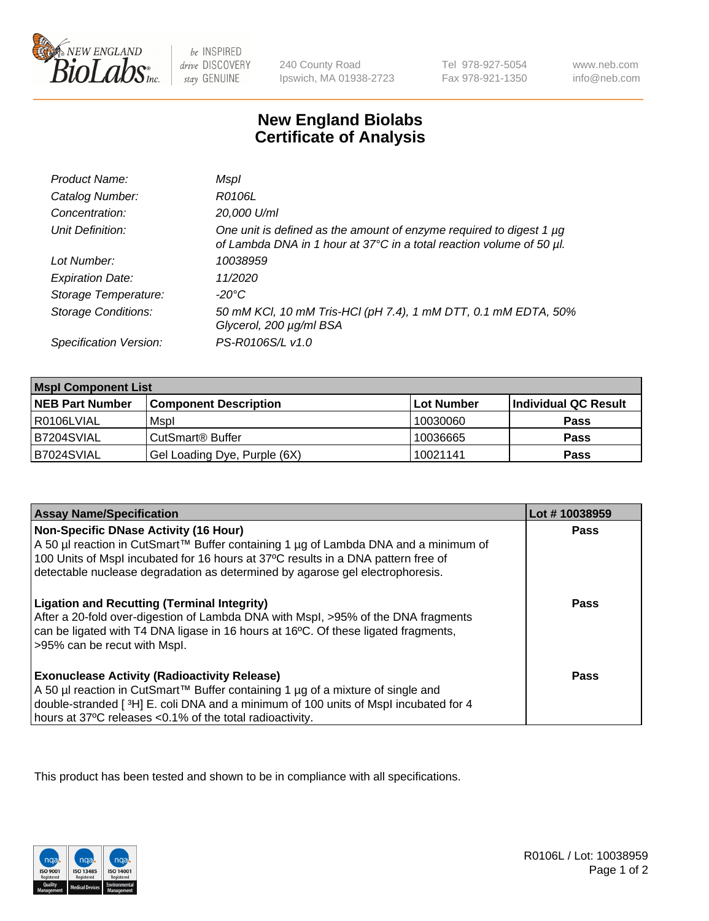# New England Biolabs Certificate of Analysis

| | |
|---|---|
| *Product Name:* | *MspI* |
| *Catalog Number:* | *R0106L* |
| *Concentration:* | *20,000 U/ml* |
| *Unit Definition:* | *One unit is defined as the amount of enzyme required to digest 1 µg of Lambda DNA in 1 hour at 37°C in a total reaction volume of 50 µl.* |
| *Lot Number:* | *10038959* |
| *Expiration Date:* | *11/2020* |
| *Storage Temperature:* | *-20°C* |
| *Storage Conditions:* | *50 mM KCl, 10 mM Tris-HCl (pH 7.4), 1 mM DTT, 0.1 mM EDTA, 50% Glycerol, 200 µg/ml BSA* |
| *Specification Version:* | *PS-R0106S/L v1.0* |

| MspI Component List | | | |
|---|---|---|---|
| **NEB Part Number** | **Component Description** | **Lot Number** | **Individual QC Result** |
| R0106LVIAL | MspI | 10030060 | **Pass** |
| B7204SVIAL | CutSmart® Buffer | 10036665 | **Pass** |
| B7024SVIAL | Gel Loading Dye, Purple (6X) | 10021141 | **Pass** |

| Assay Name/Specification | Lot # 10038959 |
|---|---|
| **Non-Specific DNase Activity (16 Hour)** A 50 µl reaction in CutSmart™ Buffer containing 1 µg of Lambda DNA and a minimum of 100 Units of MspI incubated for 16 hours at 37ºC results in a DNA pattern free of detectable nuclease degradation as determined by agarose gel electrophoresis. | **Pass** |
| **Ligation and Recutting (Terminal Integrity)** After a 20-fold over-digestion of Lambda DNA with MspI, >95% of the DNA fragments can be ligated with T4 DNA ligase in 16 hours at 16ºC. Of these ligated fragments, >95% can be recut with MspI. | **Pass** |
| **Exonuclease Activity (Radioactivity Release)** A 50 µl reaction in CutSmart™ Buffer containing 1 µg of a mixture of single and double-stranded [ $^3$H] E. coli DNA and a minimum of 100 units of MspI incubated for 4 hours at 37ºC releases <0.1% of the total radioactivity. | **Pass** |

This product has been tested and shown to be in compliance with all specifications.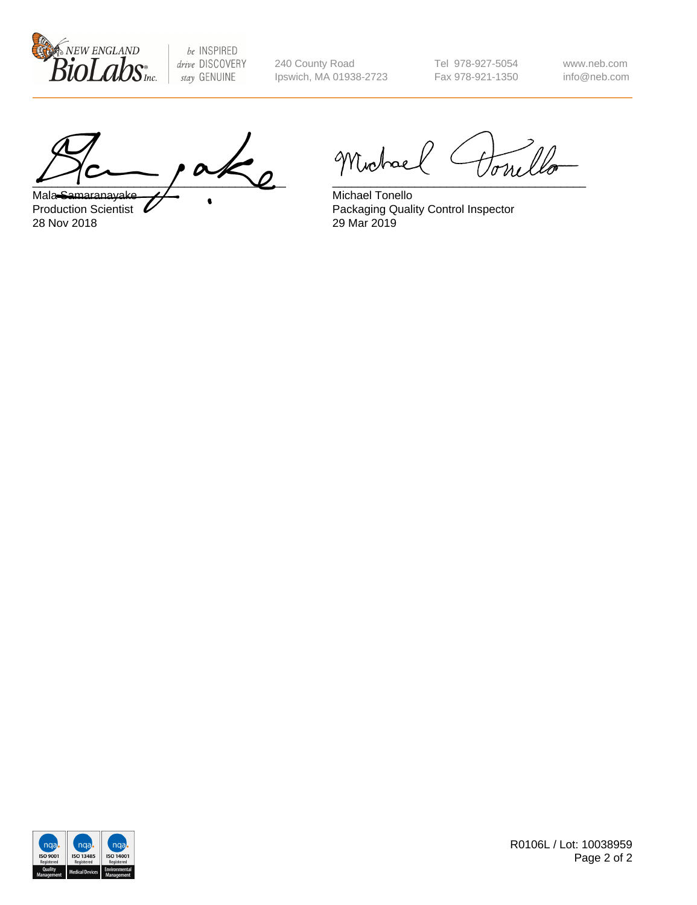240 County Road
Ipswich, MA 01938-2723

Tel 978-927-5054
Fax 978-921-1350

www.neb.com
info@neb.com

Mala Samaranayake
Production Scientist
28 Nov 2018

Michael Tonello
Packaging Quality Control Inspector
29 Mar 2019

R0106L / Lot: 10038959